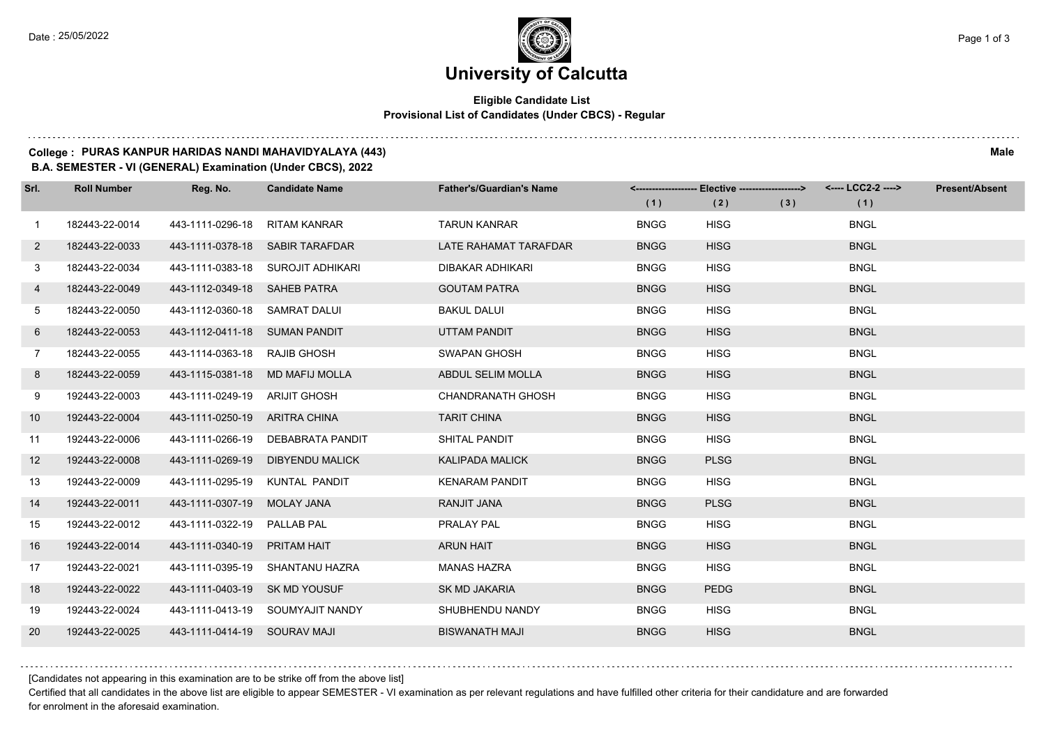# University of Calcutta

**Eligible Candidate List**
**Provisional List of Candidates (Under CBCS) - Regular**

**College : PURAS KANPUR HARIDAS NANDI MAHAVIDYALAYA (443)** **Male**

**B.A. SEMESTER - VI (GENERAL) Examination (Under CBCS), 2022**

| Srl. | Roll Number | Reg. No. | Candidate Name | Father's/Guardian's Name | <---- Elective ----> | | | <---- LCC2-2 ----> | Present/Absent |
|---|---|---|---|---|---|---|---|---|---|
| | | | | | (1) | (2) | (3) | (1) | |
| 1 | 182443-22-0014 | 443-1111-0296-18 | RITAM KANRAR | TARUN KANRAR | BNGG | HISG | | BNGL | |
| 2 | 182443-22-0033 | 443-1111-0378-18 | SABIR TARAFDAR | LATE RAHAMAT TARAFDAR | BNGG | HISG | | BNGL | |
| 3 | 182443-22-0034 | 443-1111-0383-18 | SUROJIT ADHIKARI | DIBAKAR ADHIKARI | BNGG | HISG | | BNGL | |
| 4 | 182443-22-0049 | 443-1112-0349-18 | SAHEB PATRA | GOUTAM PATRA | BNGG | HISG | | BNGL | |
| 5 | 182443-22-0050 | 443-1112-0360-18 | SAMRAT DALUI | BAKUL DALUI | BNGG | HISG | | BNGL | |
| 6 | 182443-22-0053 | 443-1112-0411-18 | SUMAN PANDIT | UTTAM PANDIT | BNGG | HISG | | BNGL | |
| 7 | 182443-22-0055 | 443-1114-0363-18 | RAJIB GHOSH | SWAPAN GHOSH | BNGG | HISG | | BNGL | |
| 8 | 182443-22-0059 | 443-1115-0381-18 | MD MAFIJ MOLLA | ABDUL SELIM MOLLA | BNGG | HISG | | BNGL | |
| 9 | 192443-22-0003 | 443-1111-0249-19 | ARIJIT GHOSH | CHANDRANATH GHOSH | BNGG | HISG | | BNGL | |
| 10 | 192443-22-0004 | 443-1111-0250-19 | ARITRA CHINA | TARIT CHINA | BNGG | HISG | | BNGL | |
| 11 | 192443-22-0006 | 443-1111-0266-19 | DEBABRATA PANDIT | SHITAL PANDIT | BNGG | HISG | | BNGL | |
| 12 | 192443-22-0008 | 443-1111-0269-19 | DIBYENDU MALICK | KALIPADA MALICK | BNGG | PLSG | | BNGL | |
| 13 | 192443-22-0009 | 443-1111-0295-19 | KUNTAL PANDIT | KENARAM PANDIT | BNGG | HISG | | BNGL | |
| 14 | 192443-22-0011 | 443-1111-0307-19 | MOLAY JANA | RANJIT JANA | BNGG | PLSG | | BNGL | |
| 15 | 192443-22-0012 | 443-1111-0322-19 | PALLAB PAL | PRALAY PAL | BNGG | HISG | | BNGL | |
| 16 | 192443-22-0014 | 443-1111-0340-19 | PRITAM HAIT | ARUN HAIT | BNGG | HISG | | BNGL | |
| 17 | 192443-22-0021 | 443-1111-0395-19 | SHANTANU HAZRA | MANAS HAZRA | BNGG | HISG | | BNGL | |
| 18 | 192443-22-0022 | 443-1111-0403-19 | SK MD YOUSUF | SK MD JAKARIA | BNGG | PEDG | | BNGL | |
| 19 | 192443-22-0024 | 443-1111-0413-19 | SOUMYAJIT NANDY | SHUBHENDU NANDY | BNGG | HISG | | BNGL | |
| 20 | 192443-22-0025 | 443-1111-0414-19 | SOURAV MAJI | BISWANATH MAJI | BNGG | HISG | | BNGL | |

[Candidates not appearing in this examination are to be strike off from the above list]

Certified that all candidates in the above list are eligible to appear SEMESTER - VI examination as per relevant regulations and have fulfilled other criteria for their candidature and are forwarded for enrolment in the aforesaid examination.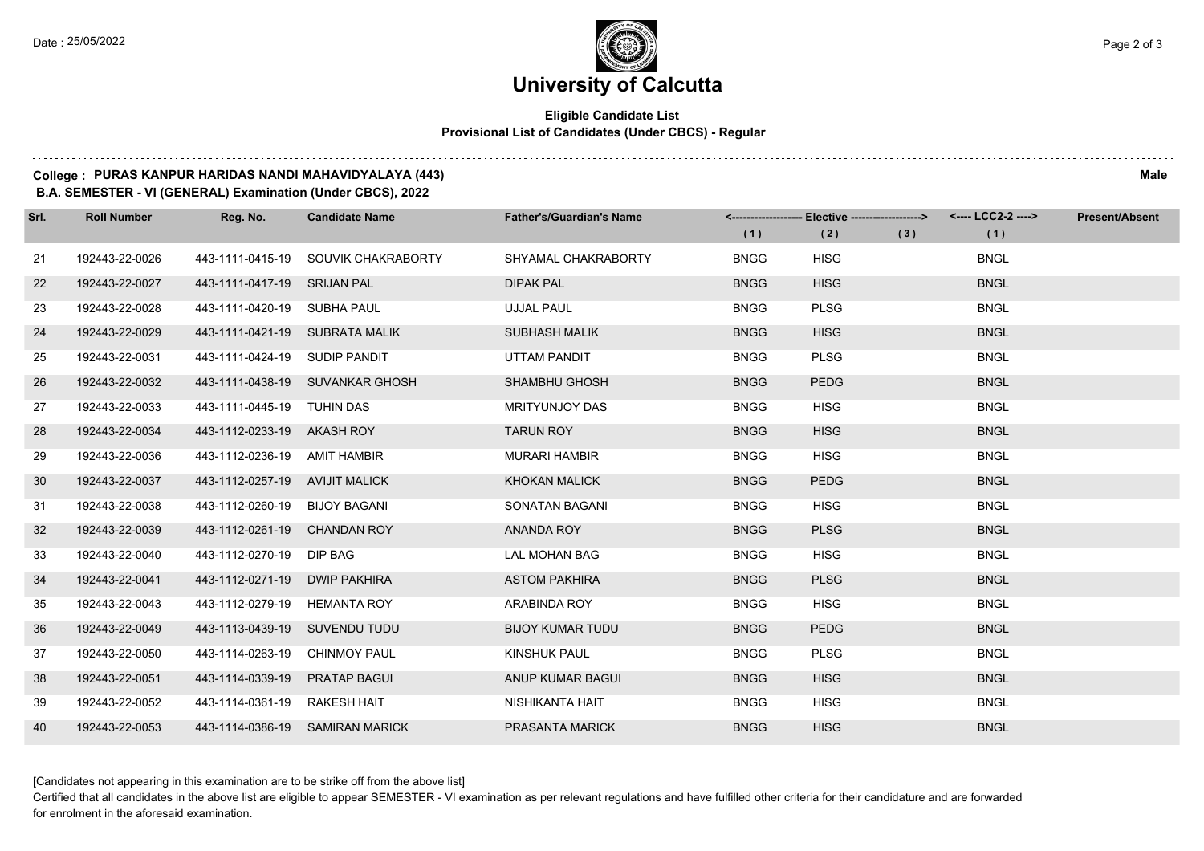# University of Calcutta

**Eligible Candidate List**
**Provisional List of Candidates (Under CBCS) - Regular**

**College : PURAS KANPUR HARIDAS NANDI MAHAVIDYALAYA (443)** **Male**
**B.A. SEMESTER - VI (GENERAL) Examination (Under CBCS), 2022**

| Srl. | Roll Number | Reg. No. | Candidate Name | Father's/Guardian's Name | Elective (1) | Elective (2) | Elective (3) | LCC2-2 (1) | Present/Absent |
|---|---|---|---|---|---|---|---|---|---|
| 21 | 192443-22-0026 | 443-1111-0415-19 | SOUVIK CHAKRABORTY | SHYAMAL CHAKRABORTY | BNGG | HISG | | BNGL | |
| 22 | 192443-22-0027 | 443-1111-0417-19 | SRIJAN PAL | DIPAK PAL | BNGG | HISG | | BNGL | |
| 23 | 192443-22-0028 | 443-1111-0420-19 | SUBHA PAUL | UJJAL PAUL | BNGG | PLSG | | BNGL | |
| 24 | 192443-22-0029 | 443-1111-0421-19 | SUBRATA MALIK | SUBHASH MALIK | BNGG | HISG | | BNGL | |
| 25 | 192443-22-0031 | 443-1111-0424-19 | SUDIP PANDIT | UTTAM PANDIT | BNGG | PLSG | | BNGL | |
| 26 | 192443-22-0032 | 443-1111-0438-19 | SUVANKAR GHOSH | SHAMBHU GHOSH | BNGG | PEDG | | BNGL | |
| 27 | 192443-22-0033 | 443-1111-0445-19 | TUHIN DAS | MRITYUNJOY DAS | BNGG | HISG | | BNGL | |
| 28 | 192443-22-0034 | 443-1112-0233-19 | AKASH ROY | TARUN ROY | BNGG | HISG | | BNGL | |
| 29 | 192443-22-0036 | 443-1112-0236-19 | AMIT HAMBIR | MURARI HAMBIR | BNGG | HISG | | BNGL | |
| 30 | 192443-22-0037 | 443-1112-0257-19 | AVIJIT MALICK | KHOKAN MALICK | BNGG | PEDG | | BNGL | |
| 31 | 192443-22-0038 | 443-1112-0260-19 | BIJOY BAGANI | SONATAN BAGANI | BNGG | HISG | | BNGL | |
| 32 | 192443-22-0039 | 443-1112-0261-19 | CHANDAN ROY | ANANDA ROY | BNGG | PLSG | | BNGL | |
| 33 | 192443-22-0040 | 443-1112-0270-19 | DIP BAG | LAL MOHAN BAG | BNGG | HISG | | BNGL | |
| 34 | 192443-22-0041 | 443-1112-0271-19 | DWIP PAKHIRA | ASTOM PAKHIRA | BNGG | PLSG | | BNGL | |
| 35 | 192443-22-0043 | 443-1112-0279-19 | HEMANTA ROY | ARABINDA ROY | BNGG | HISG | | BNGL | |
| 36 | 192443-22-0049 | 443-1113-0439-19 | SUVENDU TUDU | BIJOY KUMAR TUDU | BNGG | PEDG | | BNGL | |
| 37 | 192443-22-0050 | 443-1114-0263-19 | CHINMOY PAUL | KINSHUK PAUL | BNGG | PLSG | | BNGL | |
| 38 | 192443-22-0051 | 443-1114-0339-19 | PRATAP BAGUI | ANUP KUMAR BAGUI | BNGG | HISG | | BNGL | |
| 39 | 192443-22-0052 | 443-1114-0361-19 | RAKESH HAIT | NISHIKANTA HAIT | BNGG | HISG | | BNGL | |
| 40 | 192443-22-0053 | 443-1114-0386-19 | SAMIRAN MARICK | PRASANTA MARICK | BNGG | HISG | | BNGL | |

[Candidates not appearing in this examination are to be strike off from the above list]

Certified that all candidates in the above list are eligible to appear SEMESTER - VI examination as per relevant regulations and have fulfilled other criteria for their candidature and are forwarded for enrolment in the aforesaid examination.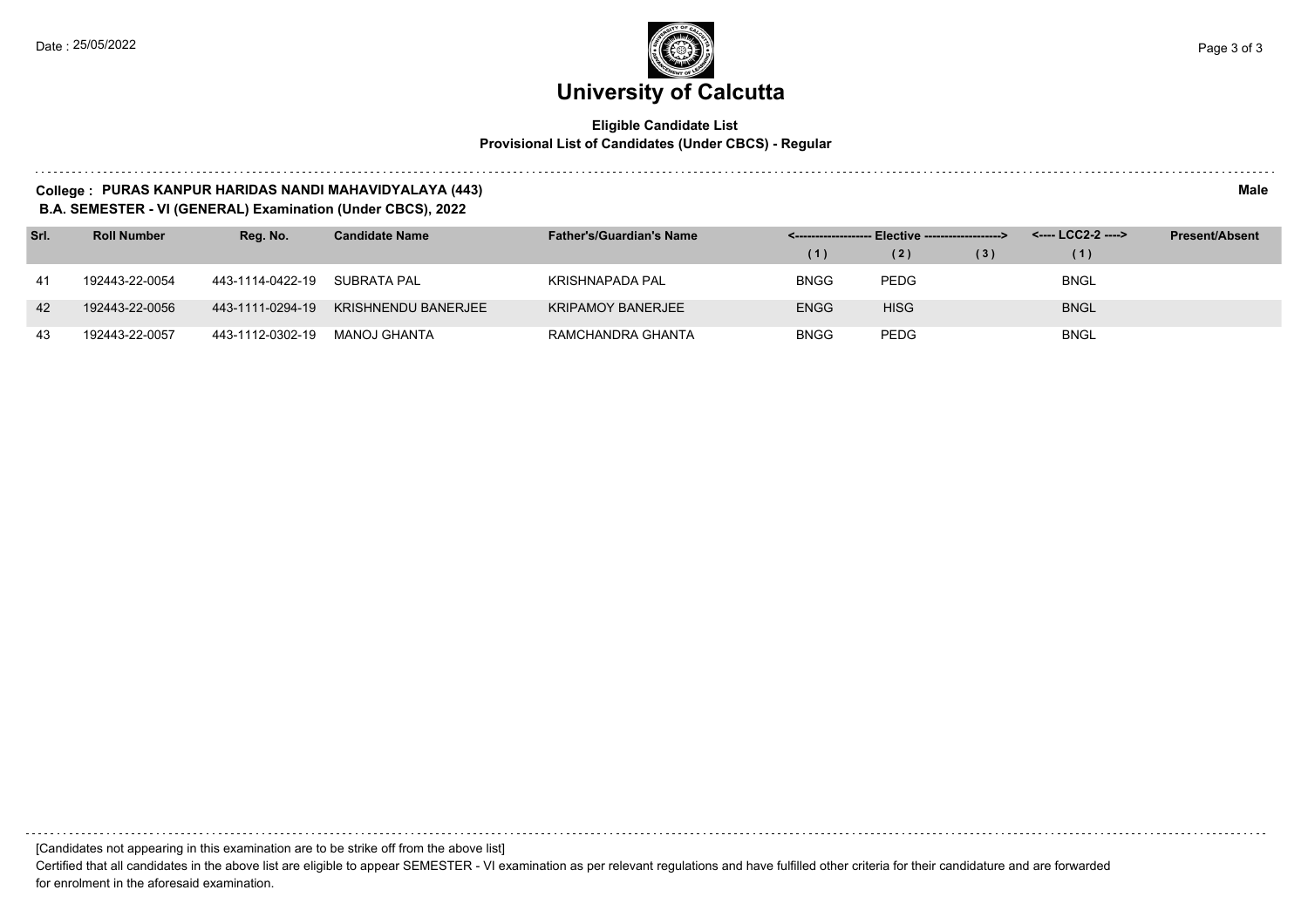# University of Calcutta

**Eligible Candidate List**

**Provisional List of Candidates (Under CBCS) - Regular**

**College : PURAS KANPUR HARIDAS NANDI MAHAVIDYALAYA (443)** **Male**

**B.A. SEMESTER - VI (GENERAL) Examination (Under CBCS), 2022**

| Srl. | Roll Number | Reg. No. | Candidate Name | Father's/Guardian's Name | <------------------- Elective -------------------> | | | <---- LCC2-2 ----> | Present/Absent |
|---|---|---|---|---|---|---|---|---|---|
| | | | | | (1) | (2) | (3) | (1) | |
| 41 | 192443-22-0054 | 443-1114-0422-19 | SUBRATA PAL | KRISHNAPADA PAL | BNGG | PEDG | | BNGL | |
| 42 | 192443-22-0056 | 443-1111-0294-19 | KRISHNENDU BANERJEE | KRIPAMOY BANERJEE | ENGG | HISG | | BNGL | |
| 43 | 192443-22-0057 | 443-1112-0302-19 | MANOJ GHANTA | RAMCHANDRA GHANTA | BNGG | PEDG | | BNGL | |

[Candidates not appearing in this examination are to be strike off from the above list]

Certified that all candidates in the above list are eligible to appear SEMESTER - VI examination as per relevant regulations and have fulfilled other criteria for their candidature and are forwarded for enrolment in the aforesaid examination.